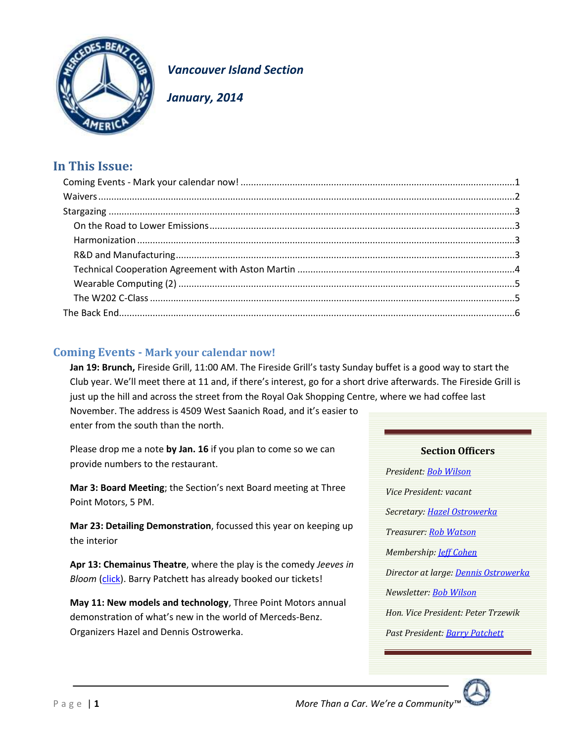*Vancouver Island Section*

*January, 2014*

## In This Issue:

Coming Events - Mark your calendar now! ....1
Waivers ....2
Stargazing ....3
 On the Road to Lower Emissions ....3
 Harmonization ....3
 R&D and Manufacturing ....3
 Technical Cooperation Agreement with Aston Martin ....4
 Wearable Computing (2) ....5
 The W202 C-Class ....5
The Back End ....6

## Coming Events - Mark your calendar now!

**Jan 19: Brunch,** Fireside Grill, 11:00 AM. The Fireside Grill's tasty Sunday buffet is a good way to start the Club year. We'll meet there at 11 and, if there's interest, go for a short drive afterwards. The Fireside Grill is just up the hill and across the street from the Royal Oak Shopping Centre, where we had coffee last November. The address is 4509 West Saanich Road, and it's easier to enter from the south than the north.

Please drop me a note **by Jan. 16** if you plan to come so we can provide numbers to the restaurant.

**Mar 3: Board Meeting**; the Section's next Board meeting at Three Point Motors, 5 PM.

**Mar 23: Detailing Demonstration**, focussed this year on keeping up the interior

**Apr 13: Chemainus Theatre**, where the play is the comedy *Jeeves in Bloom* (click). Barry Patchett has already booked our tickets!

**May 11: New models and technology**, Three Point Motors annual demonstration of what's new in the world of Merceds-Benz. Organizers Hazel and Dennis Ostrowerka.

**Section Officers**

*President:* Bob Wilson

*Vice President: vacant*

*Secretary:* Hazel Ostrowerka

*Treasurer:* Rob Watson

*Membership:* Jeff Cohen

*Director at large:* Dennis Ostrowerka

*Newsletter:* Bob Wilson

*Hon. Vice President: Peter Trzewik*

*Past President:* Barry Patchett

*More Than a Car. We're a Community™*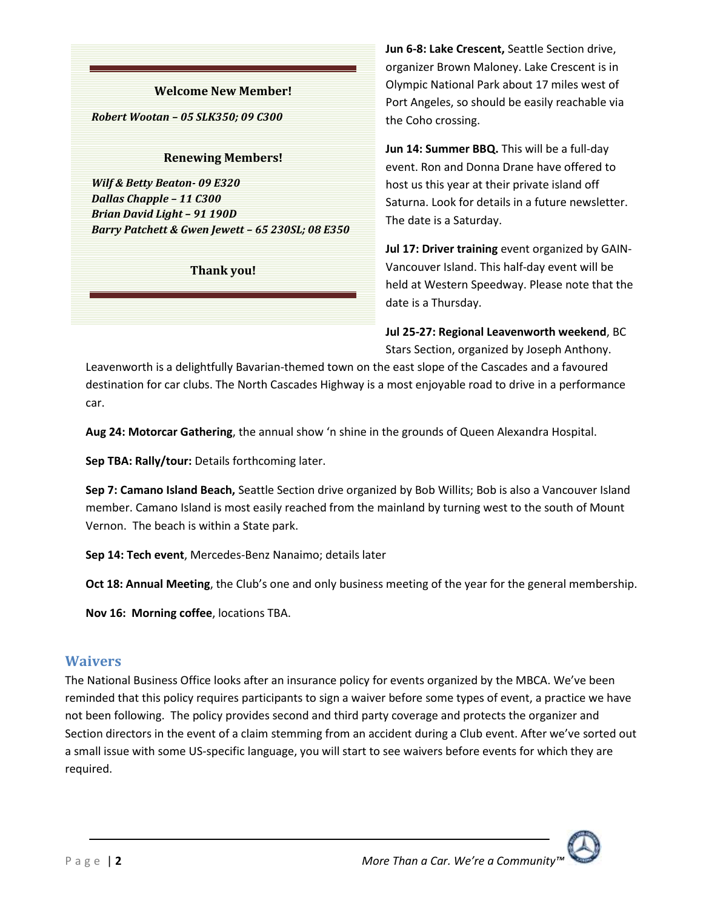**Welcome New Member!**

***Robert Wootan – 05 SLK350; 09 C300***

**Renewing Members!**

***Wilf & Betty Beaton- 09 E320***
***Dallas Chapple – 11 C300***
***Brian David Light – 91 190D***
***Barry Patchett & Gwen Jewett – 65 230SL; 08 E350***

**Thank you!**

**Jun 6-8: Lake Crescent,** Seattle Section drive, organizer Brown Maloney. Lake Crescent is in Olympic National Park about 17 miles west of Port Angeles, so should be easily reachable via the Coho crossing.

**Jun 14: Summer BBQ.** This will be a full-day event. Ron and Donna Drane have offered to host us this year at their private island off Saturna. Look for details in a future newsletter. The date is a Saturday.

**Jul 17: Driver training** event organized by GAIN-Vancouver Island. This half-day event will be held at Western Speedway. Please note that the date is a Thursday.

**Jul 25-27: Regional Leavenworth weekend**, BC Stars Section, organized by Joseph Anthony. Leavenworth is a delightfully Bavarian-themed town on the east slope of the Cascades and a favoured destination for car clubs. The North Cascades Highway is a most enjoyable road to drive in a performance car.

**Aug 24: Motorcar Gathering**, the annual show 'n shine in the grounds of Queen Alexandra Hospital.

**Sep TBA: Rally/tour:** Details forthcoming later.

**Sep 7: Camano Island Beach,** Seattle Section drive organized by Bob Willits; Bob is also a Vancouver Island member. Camano Island is most easily reached from the mainland by turning west to the south of Mount Vernon. The beach is within a State park.

**Sep 14: Tech event**, Mercedes-Benz Nanaimo; details later

**Oct 18: Annual Meeting**, the Club's one and only business meeting of the year for the general membership.

**Nov 16: Morning coffee**, locations TBA.

## Waivers

The National Business Office looks after an insurance policy for events organized by the MBCA. We've been reminded that this policy requires participants to sign a waiver before some types of event, a practice we have not been following. The policy provides second and third party coverage and protects the organizer and Section directors in the event of a claim stemming from an accident during a Club event. After we've sorted out a small issue with some US-specific language, you will start to see waivers before events for which they are required.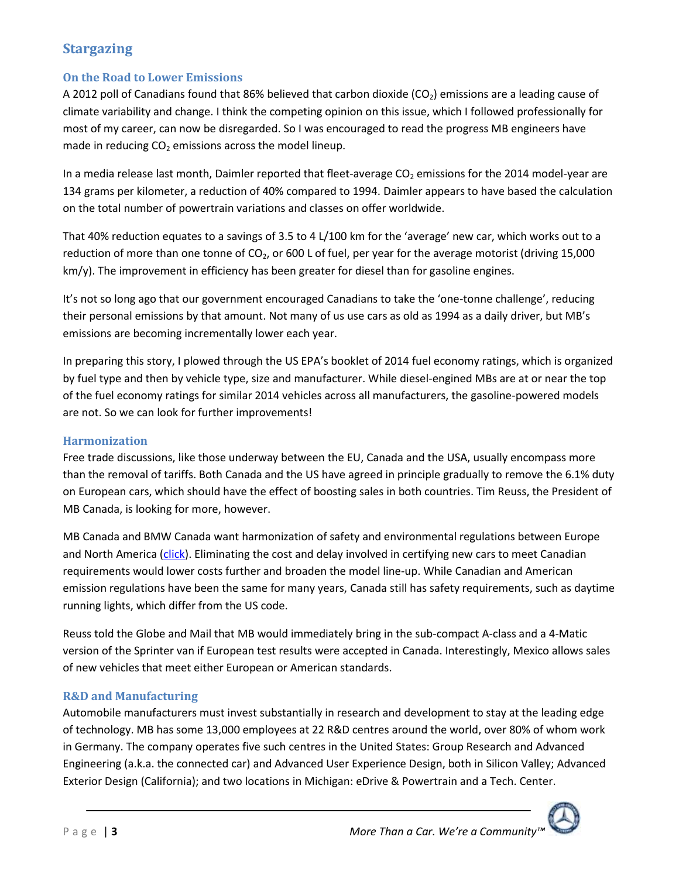## Stargazing

### On the Road to Lower Emissions

A 2012 poll of Canadians found that 86% believed that carbon dioxide ($CO_2$) emissions are a leading cause of climate variability and change. I think the competing opinion on this issue, which I followed professionally for most of my career, can now be disregarded. So I was encouraged to read the progress MB engineers have made in reducing $CO_2$ emissions across the model lineup.

In a media release last month, Daimler reported that fleet-average $CO_2$ emissions for the 2014 model-year are 134 grams per kilometer, a reduction of 40% compared to 1994. Daimler appears to have based the calculation on the total number of powertrain variations and classes on offer worldwide.

That 40% reduction equates to a savings of 3.5 to 4 L/100 km for the 'average' new car, which works out to a reduction of more than one tonne of $CO_2$, or 600 L of fuel, per year for the average motorist (driving 15,000 km/y). The improvement in efficiency has been greater for diesel than for gasoline engines.

It's not so long ago that our government encouraged Canadians to take the 'one-tonne challenge', reducing their personal emissions by that amount. Not many of us use cars as old as 1994 as a daily driver, but MB's emissions are becoming incrementally lower each year.

In preparing this story, I plowed through the US EPA's booklet of 2014 fuel economy ratings, which is organized by fuel type and then by vehicle type, size and manufacturer. While diesel-engined MBs are at or near the top of the fuel economy ratings for similar 2014 vehicles across all manufacturers, the gasoline-powered models are not. So we can look for further improvements!

### Harmonization

Free trade discussions, like those underway between the EU, Canada and the USA, usually encompass more than the removal of tariffs. Both Canada and the US have agreed in principle gradually to remove the 6.1% duty on European cars, which should have the effect of boosting sales in both countries. Tim Reuss, the President of MB Canada, is looking for more, however.

MB Canada and BMW Canada want harmonization of safety and environmental regulations between Europe and North America (click). Eliminating the cost and delay involved in certifying new cars to meet Canadian requirements would lower costs further and broaden the model line-up. While Canadian and American emission regulations have been the same for many years, Canada still has safety requirements, such as daytime running lights, which differ from the US code.

Reuss told the Globe and Mail that MB would immediately bring in the sub-compact A-class and a 4-Matic version of the Sprinter van if European test results were accepted in Canada. Interestingly, Mexico allows sales of new vehicles that meet either European or American standards.

### R&D and Manufacturing

Automobile manufacturers must invest substantially in research and development to stay at the leading edge of technology. MB has some 13,000 employees at 22 R&D centres around the world, over 80% of whom work in Germany. The company operates five such centres in the United States: Group Research and Advanced Engineering (a.k.a. the connected car) and Advanced User Experience Design, both in Silicon Valley; Advanced Exterior Design (California); and two locations in Michigan: eDrive & Powertrain and a Tech. Center.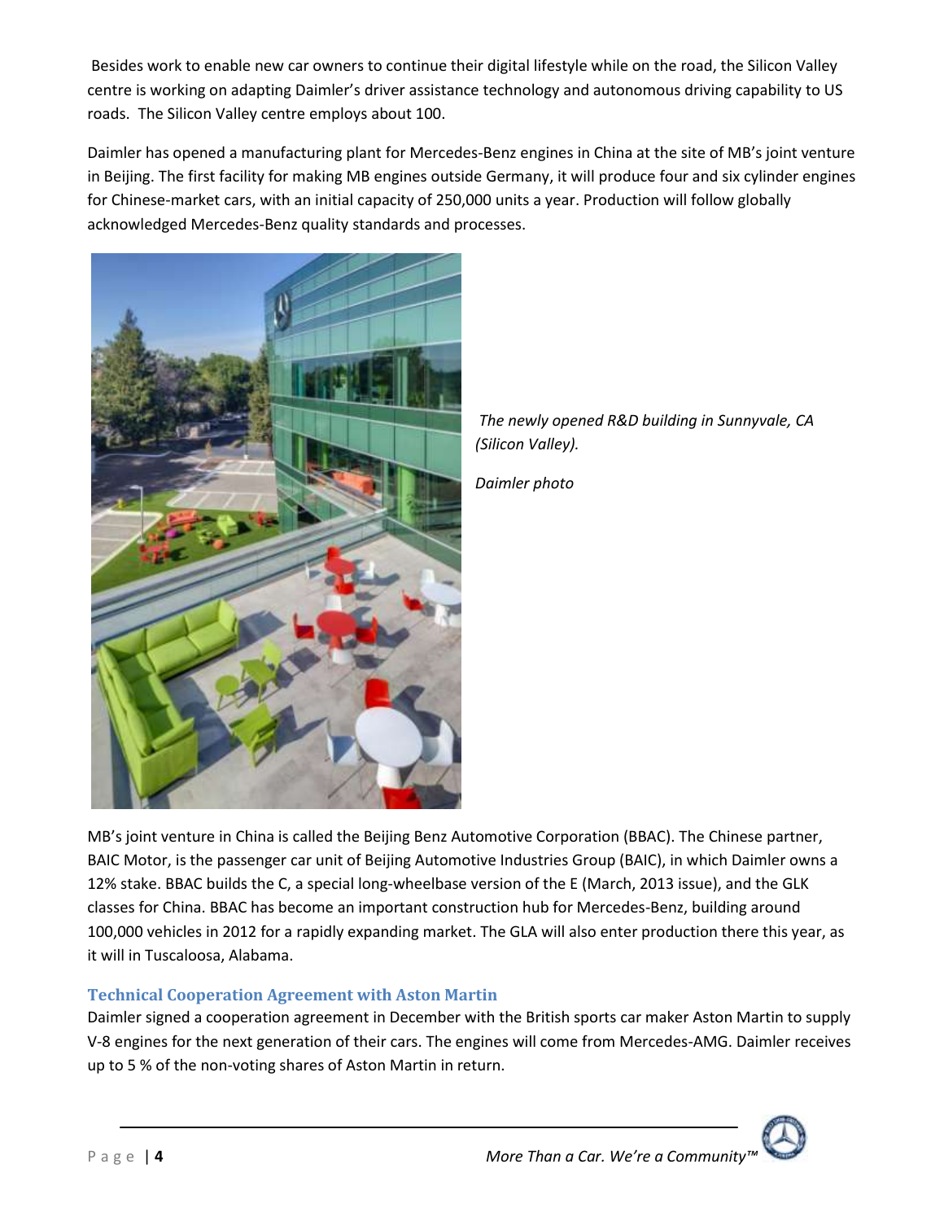Besides work to enable new car owners to continue their digital lifestyle while on the road, the Silicon Valley centre is working on adapting Daimler's driver assistance technology and autonomous driving capability to US roads. The Silicon Valley centre employs about 100.

Daimler has opened a manufacturing plant for Mercedes-Benz engines in China at the site of MB's joint venture in Beijing. The first facility for making MB engines outside Germany, it will produce four and six cylinder engines for Chinese-market cars, with an initial capacity of 250,000 units a year. Production will follow globally acknowledged Mercedes-Benz quality standards and processes.

*The newly opened R&D building in Sunnyvale, CA (Silicon Valley).*

*Daimler photo*

MB's joint venture in China is called the Beijing Benz Automotive Corporation (BBAC). The Chinese partner, BAIC Motor, is the passenger car unit of Beijing Automotive Industries Group (BAIC), in which Daimler owns a 12% stake. BBAC builds the C, a special long-wheelbase version of the E (March, 2013 issue), and the GLK classes for China. BBAC has become an important construction hub for Mercedes-Benz, building around 100,000 vehicles in 2012 for a rapidly expanding market. The GLA will also enter production there this year, as it will in Tuscaloosa, Alabama.

## Technical Cooperation Agreement with Aston Martin

Daimler signed a cooperation agreement in December with the British sports car maker Aston Martin to supply V-8 engines for the next generation of their cars. The engines will come from Mercedes-AMG. Daimler receives up to 5 % of the non-voting shares of Aston Martin in return.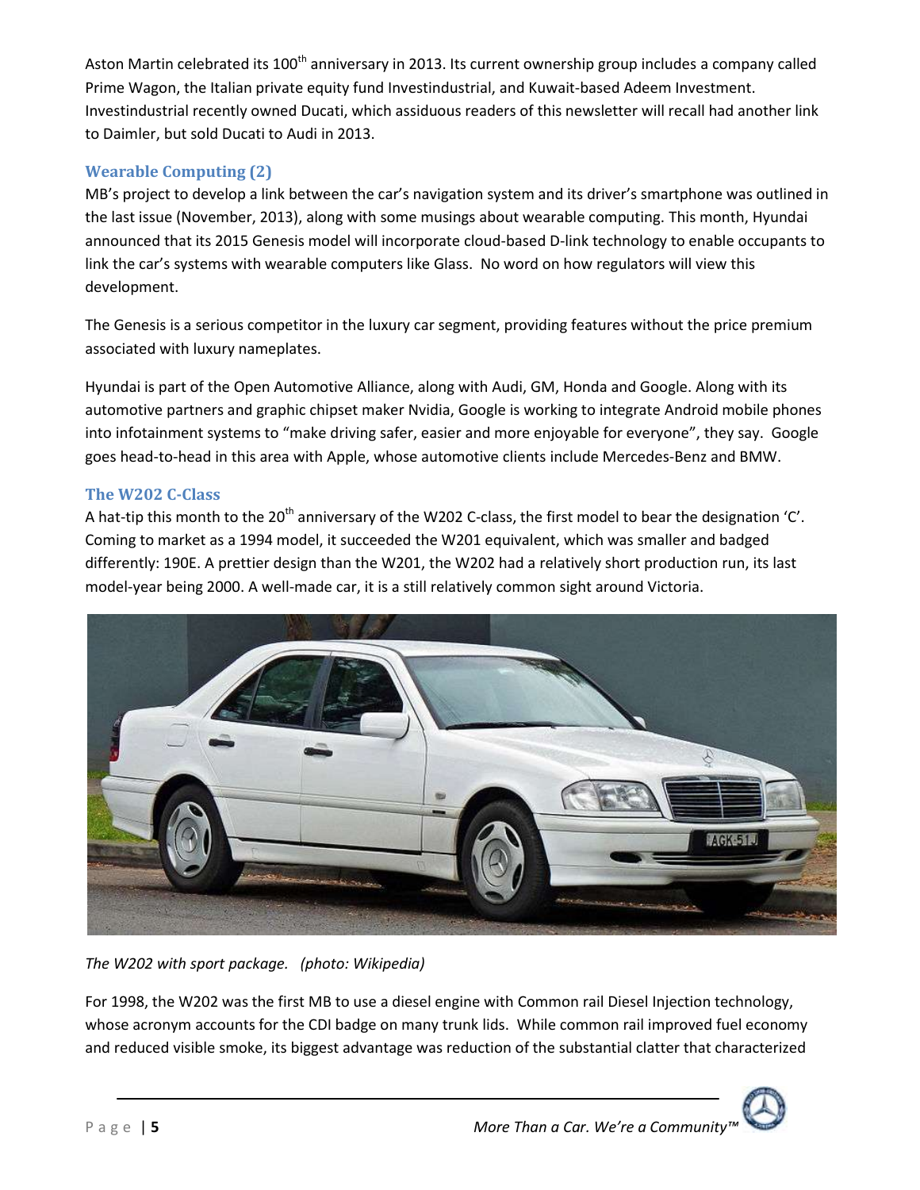Aston Martin celebrated its 100th anniversary in 2013. Its current ownership group includes a company called Prime Wagon, the Italian private equity fund Investindustrial, and Kuwait-based Adeem Investment. Investindustrial recently owned Ducati, which assiduous readers of this newsletter will recall had another link to Daimler, but sold Ducati to Audi in 2013.

## Wearable Computing (2)

MB's project to develop a link between the car's navigation system and its driver's smartphone was outlined in the last issue (November, 2013), along with some musings about wearable computing. This month, Hyundai announced that its 2015 Genesis model will incorporate cloud-based D-link technology to enable occupants to link the car's systems with wearable computers like Glass. No word on how regulators will view this development.

The Genesis is a serious competitor in the luxury car segment, providing features without the price premium associated with luxury nameplates.

Hyundai is part of the Open Automotive Alliance, along with Audi, GM, Honda and Google. Along with its automotive partners and graphic chipset maker Nvidia, Google is working to integrate Android mobile phones into infotainment systems to "make driving safer, easier and more enjoyable for everyone", they say. Google goes head-to-head in this area with Apple, whose automotive clients include Mercedes-Benz and BMW.

## The W202 C-Class

A hat-tip this month to the 20th anniversary of the W202 C-class, the first model to bear the designation 'C'. Coming to market as a 1994 model, it succeeded the W201 equivalent, which was smaller and badged differently: 190E. A prettier design than the W201, the W202 had a relatively short production run, its last model-year being 2000. A well-made car, it is a still relatively common sight around Victoria.

*The W202 with sport package. (photo: Wikipedia)*

For 1998, the W202 was the first MB to use a diesel engine with Common rail Diesel Injection technology, whose acronym accounts for the CDI badge on many trunk lids. While common rail improved fuel economy and reduced visible smoke, its biggest advantage was reduction of the substantial clatter that characterized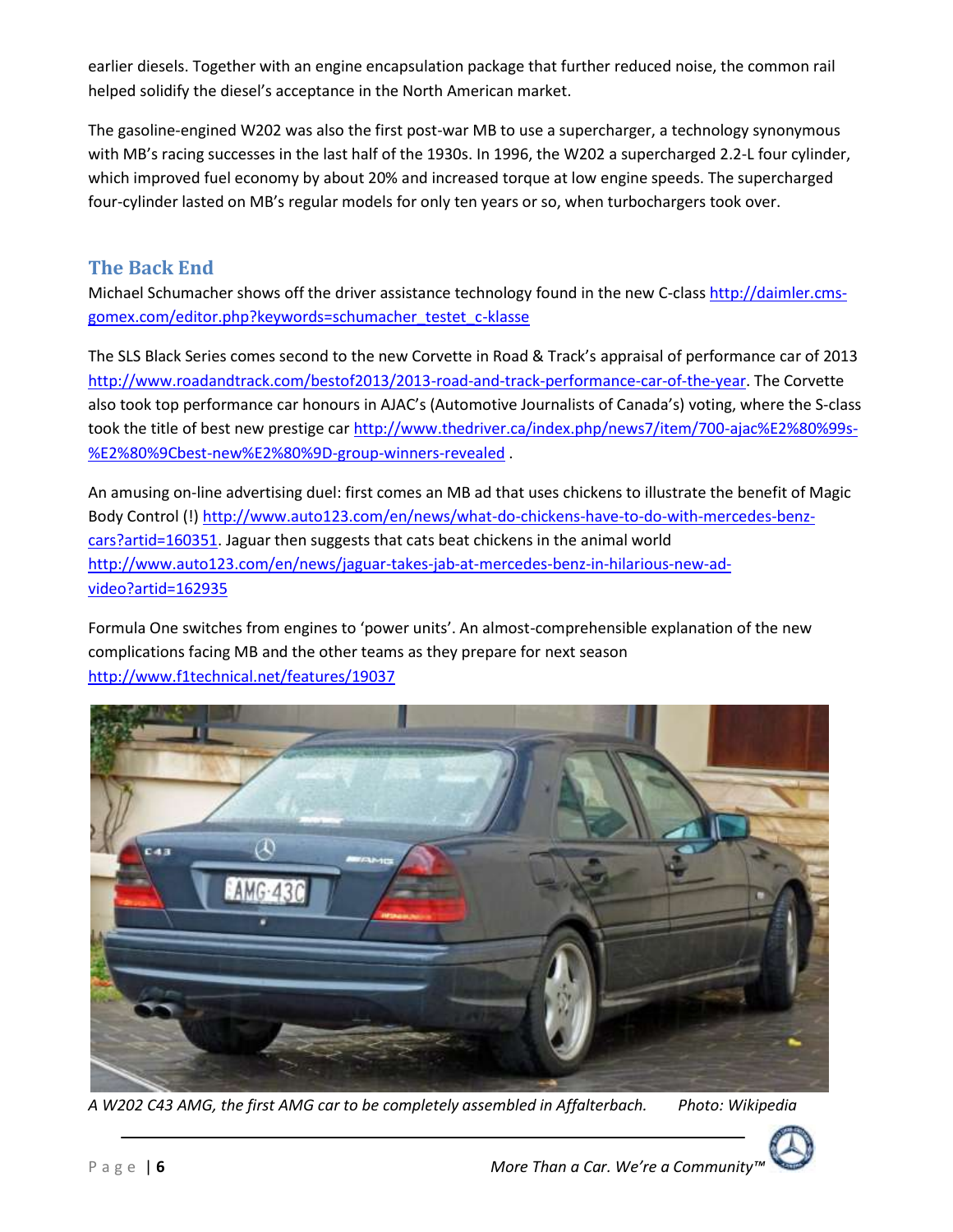earlier diesels. Together with an engine encapsulation package that further reduced noise, the common rail helped solidify the diesel's acceptance in the North American market.

The gasoline-engined W202 was also the first post-war MB to use a supercharger, a technology synonymous with MB's racing successes in the last half of the 1930s. In 1996, the W202 a supercharged 2.2-L four cylinder, which improved fuel economy by about 20% and increased torque at low engine speeds. The supercharged four-cylinder lasted on MB's regular models for only ten years or so, when turbochargers took over.

## The Back End

Michael Schumacher shows off the driver assistance technology found in the new C-class http://daimler.cms-gomex.com/editor.php?keywords=schumacher_testet_c-klasse

The SLS Black Series comes second to the new Corvette in Road & Track's appraisal of performance car of 2013 http://www.roadandtrack.com/bestof2013/2013-road-and-track-performance-car-of-the-year. The Corvette also took top performance car honours in AJAC's (Automotive Journalists of Canada's) voting, where the S-class took the title of best new prestige car http://www.thedriver.ca/index.php/news7/item/700-ajac%E2%80%99s-%E2%80%9Cbest-new%E2%80%9D-group-winners-revealed .

An amusing on-line advertising duel: first comes an MB ad that uses chickens to illustrate the benefit of Magic Body Control (!) http://www.auto123.com/en/news/what-do-chickens-have-to-do-with-mercedes-benz-cars?artid=160351. Jaguar then suggests that cats beat chickens in the animal world http://www.auto123.com/en/news/jaguar-takes-jab-at-mercedes-benz-in-hilarious-new-ad-video?artid=162935

Formula One switches from engines to 'power units'. An almost-comprehensible explanation of the new complications facing MB and the other teams as they prepare for next season http://www.f1technical.net/features/19037

*A W202 C43 AMG, the first AMG car to be completely assembled in Affalterbach.* *Photo: Wikipedia*